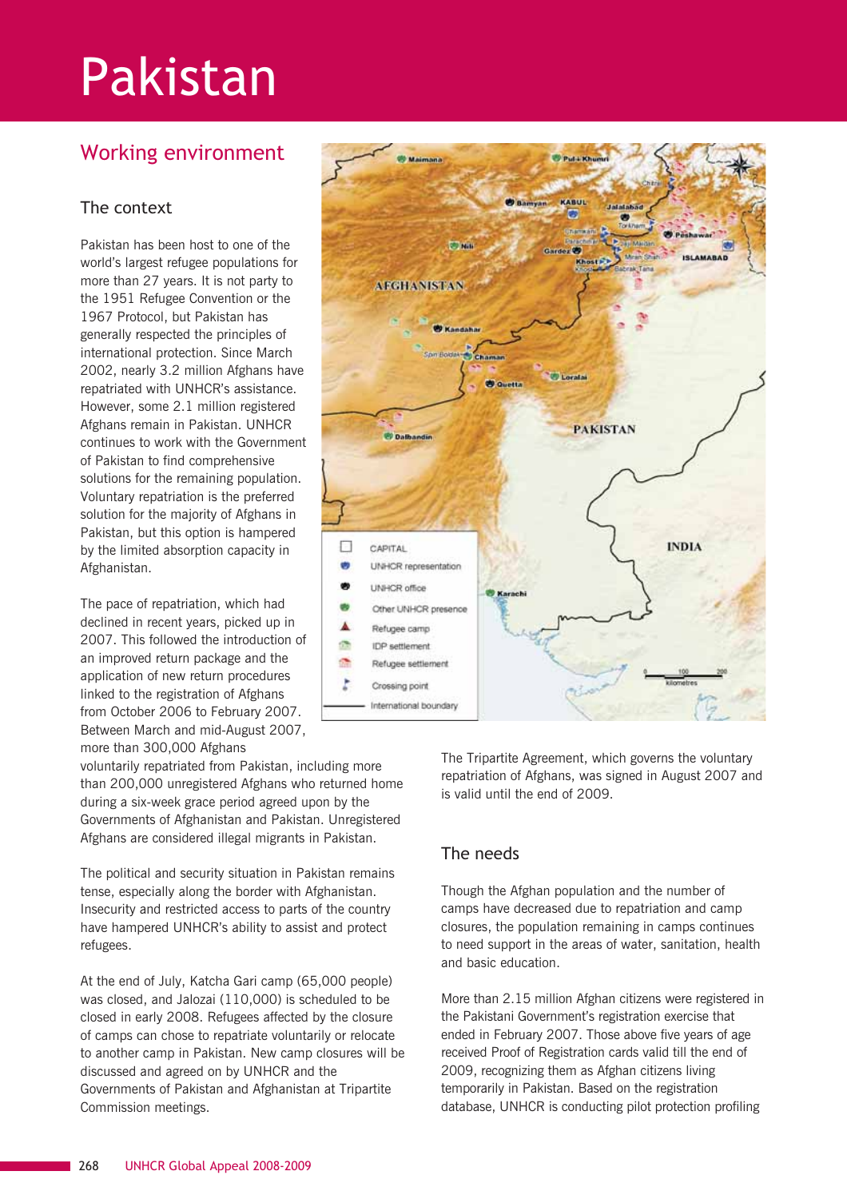# Pakistan

## Working environment

### The context

Pakistan has been host to one of the world's largest refugee populations for more than 27 years. It is not party to the 1951 Refugee Convention or the 1967 Protocol, but Pakistan has generally respected the principles of international protection. Since March 2002, nearly 3.2 million Afghans have repatriated with UNHCR's assistance. However, some 2.1 million registered Afghans remain in Pakistan. UNHCR continues to work with the Government of Pakistan to find comprehensive solutions for the remaining population. Voluntary repatriation is the preferred solution for the majority of Afghans in Pakistan, but this option is hampered by the limited absorption capacity in Afghanistan.

The pace of repatriation, which had declined in recent years, picked up in 2007. This followed the introduction of an improved return package and the application of new return procedures linked to the registration of Afghans from October 2006 to February 2007. Between March and mid-August 2007, more than 300,000 Afghans voluntarily repatriated from Pakistan, including more than 200,000 unregistered Afghans who returned home during a six-week grace period agreed upon by the Governments of Afghanistan and Pakistan. Unregistered Afghans are considered illegal migrants in Pakistan.

The political and security situation in Pakistan remains tense, especially along the border with Afghanistan. Insecurity and restricted access to parts of the country have hampered UNHCR's ability to assist and protect refugees.

At the end of July, Katcha Gari camp (65,000 people) was closed, and Jalozai (110,000) is scheduled to be closed in early 2008. Refugees affected by the closure of camps can chose to repatriate voluntarily or relocate to another camp in Pakistan. New camp closures will be discussed and agreed on by UNHCR and the Governments of Pakistan and Afghanistan at Tripartite Commission meetings.

The Tripartite Agreement, which governs the voluntary repatriation of Afghans, was signed in August 2007 and is valid until the end of 2009.

### The needs

Though the Afghan population and the number of camps have decreased due to repatriation and camp closures, the population remaining in camps continues to need support in the areas of water, sanitation, health and basic education.

More than 2.15 million Afghan citizens were registered in the Pakistani Government's registration exercise that ended in February 2007. Those above five years of age received Proof of Registration cards valid till the end of 2009, recognizing them as Afghan citizens living temporarily in Pakistan. Based on the registration database, UNHCR is conducting pilot protection profiling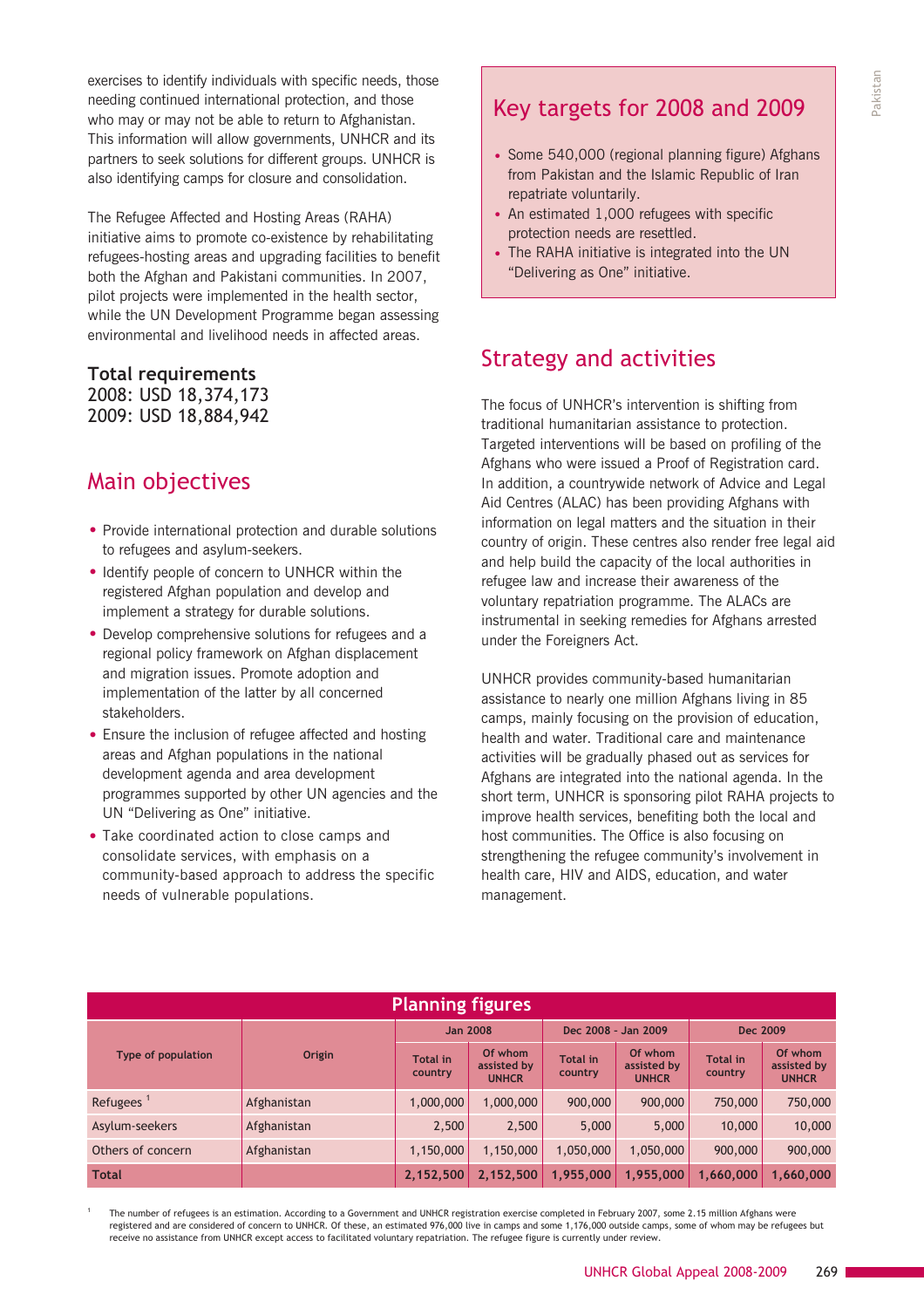exercises to identify individuals with specific needs, those needing continued international protection, and those who may or may not be able to return to Afghanistan. This information will allow governments, UNHCR and its partners to seek solutions for different groups. UNHCR is also identifying camps for closure and consolidation.

The Refugee Affected and Hosting Areas (RAHA) initiative aims to promote co-existence by rehabilitating refugees-hosting areas and upgrading facilities to benefit both the Afghan and Pakistani communities. In 2007, pilot projects were implemented in the health sector, while the UN Development Programme began assessing environmental and livelihood needs in affected areas.

**Total requirements**
2008: USD 18,374,173
2009: USD 18,884,942

## Main objectives

- Provide international protection and durable solutions to refugees and asylum-seekers.
- Identify people of concern to UNHCR within the registered Afghan population and develop and implement a strategy for durable solutions.
- Develop comprehensive solutions for refugees and a regional policy framework on Afghan displacement and migration issues. Promote adoption and implementation of the latter by all concerned stakeholders.
- Ensure the inclusion of refugee affected and hosting areas and Afghan populations in the national development agenda and area development programmes supported by other UN agencies and the UN "Delivering as One" initiative.
- Take coordinated action to close camps and consolidate services, with emphasis on a community-based approach to address the specific needs of vulnerable populations.

## Key targets for 2008 and 2009

- Some 540,000 (regional planning figure) Afghans from Pakistan and the Islamic Republic of Iran repatriate voluntarily.
- An estimated 1,000 refugees with specific protection needs are resettled.
- The RAHA initiative is integrated into the UN "Delivering as One" initiative.

## Strategy and activities

The focus of UNHCR's intervention is shifting from traditional humanitarian assistance to protection. Targeted interventions will be based on profiling of the Afghans who were issued a Proof of Registration card. In addition, a countrywide network of Advice and Legal Aid Centres (ALAC) has been providing Afghans with information on legal matters and the situation in their country of origin. These centres also render free legal aid and help build the capacity of the local authorities in refugee law and increase their awareness of the voluntary repatriation programme. The ALACs are instrumental in seeking remedies for Afghans arrested under the Foreigners Act.

UNHCR provides community-based humanitarian assistance to nearly one million Afghans living in 85 camps, mainly focusing on the provision of education, health and water. Traditional care and maintenance activities will be gradually phased out as services for Afghans are integrated into the national agenda. In the short term, UNHCR is sponsoring pilot RAHA projects to improve health services, benefiting both the local and host communities. The Office is also focusing on strengthening the refugee community's involvement in health care, HIV and AIDS, education, and water management.

**Planning figures**

| Type of population | Origin | Jan 2008 | | Dec 2008 - Jan 2009 | | Dec 2009 | |
|---|---|---|---|---|---|---|---|
| | | Total in country | Of whom assisted by UNHCR | Total in country | Of whom assisted by UNHCR | Total in country | Of whom assisted by UNHCR |
| Refugees [1] | Afghanistan | 1,000,000 | 1,000,000 | 900,000 | 900,000 | 750,000 | 750,000 |
| Asylum-seekers | Afghanistan | 2,500 | 2,500 | 5,000 | 5,000 | 10,000 | 10,000 |
| Others of concern | Afghanistan | 1,150,000 | 1,150,000 | 1,050,000 | 1,050,000 | 900,000 | 900,000 |
| **Total** | | **2,152,500** | **2,152,500** | **1,955,000** | **1,955,000** | **1,660,000** | **1,660,000** |

[1] The number of refugees is an estimation. According to a Government and UNHCR registration exercise completed in February 2007, some 2.15 million Afghans were registered and are considered of concern to UNHCR. Of these, an estimated 976,000 live in camps and some 1,176,000 outside camps, some of whom may be refugees but receive no assistance from UNHCR except access to facilitated voluntary repatriation. The refugee figure is currently under review.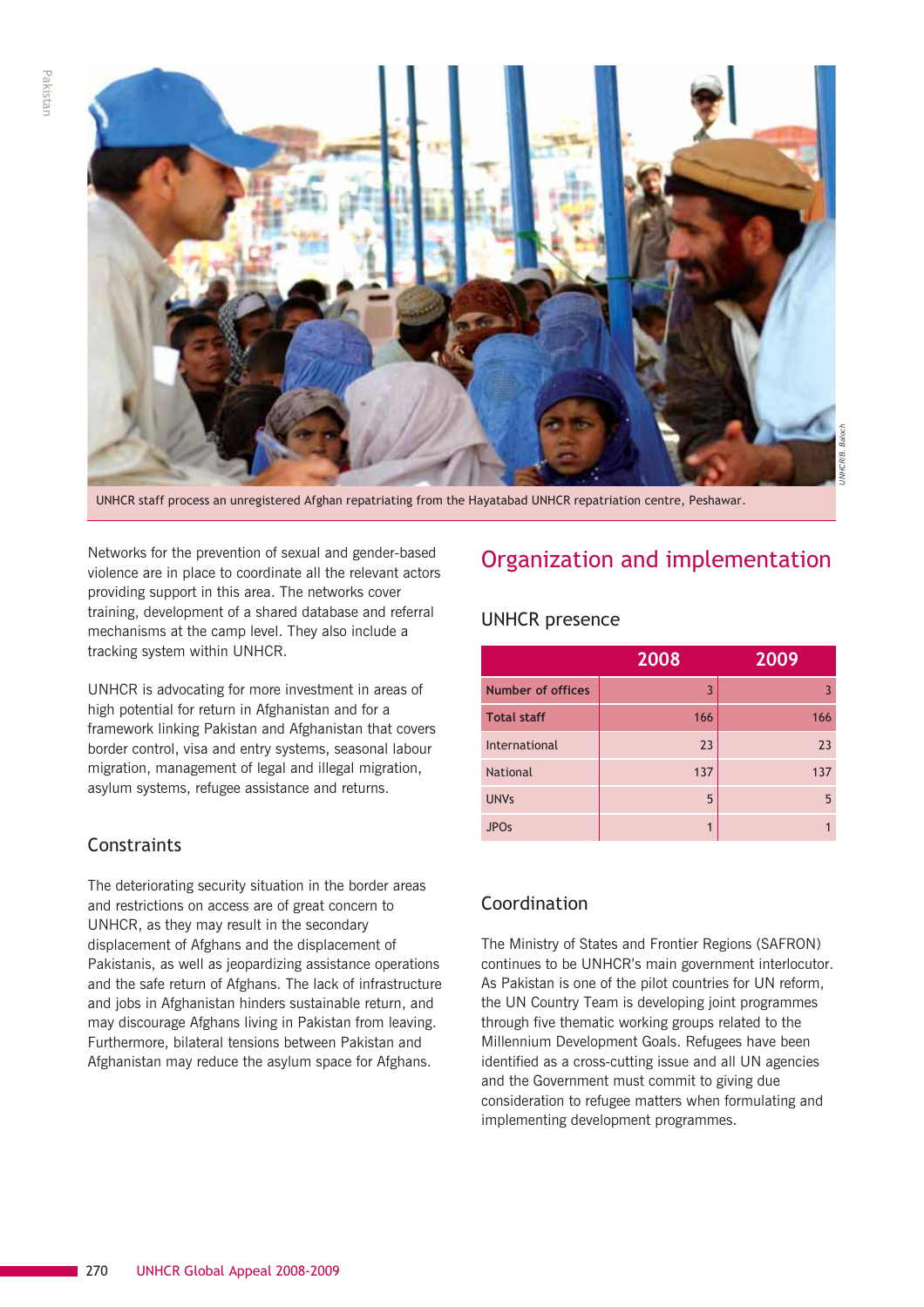UNHCR staff process an unregistered Afghan repatriating from the Hayatabad UNHCR repatriation centre, Peshawar.

Networks for the prevention of sexual and gender-based violence are in place to coordinate all the relevant actors providing support in this area. The networks cover training, development of a shared database and referral mechanisms at the camp level. They also include a tracking system within UNHCR.

UNHCR is advocating for more investment in areas of high potential for return in Afghanistan and for a framework linking Pakistan and Afghanistan that covers border control, visa and entry systems, seasonal labour migration, management of legal and illegal migration, asylum systems, refugee assistance and returns.

### Constraints

The deteriorating security situation in the border areas and restrictions on access are of great concern to UNHCR, as they may result in the secondary displacement of Afghans and the displacement of Pakistanis, as well as jeopardizing assistance operations and the safe return of Afghans. The lack of infrastructure and jobs in Afghanistan hinders sustainable return, and may discourage Afghans living in Pakistan from leaving. Furthermore, bilateral tensions between Pakistan and Afghanistan may reduce the asylum space for Afghans.

## Organization and implementation

### UNHCR presence

| | 2008 | 2009 |
|---|---|---|
| **Number of offices** | 3 | 3 |
| **Total staff** | 166 | 166 |
| International | 23 | 23 |
| National | 137 | 137 |
| UNVs | 5 | 5 |
| JPOs | 1 | 1 |

### Coordination

The Ministry of States and Frontier Regions (SAFRON) continues to be UNHCR's main government interlocutor. As Pakistan is one of the pilot countries for UN reform, the UN Country Team is developing joint programmes through five thematic working groups related to the Millennium Development Goals. Refugees have been identified as a cross-cutting issue and all UN agencies and the Government must commit to giving due consideration to refugee matters when formulating and implementing development programmes.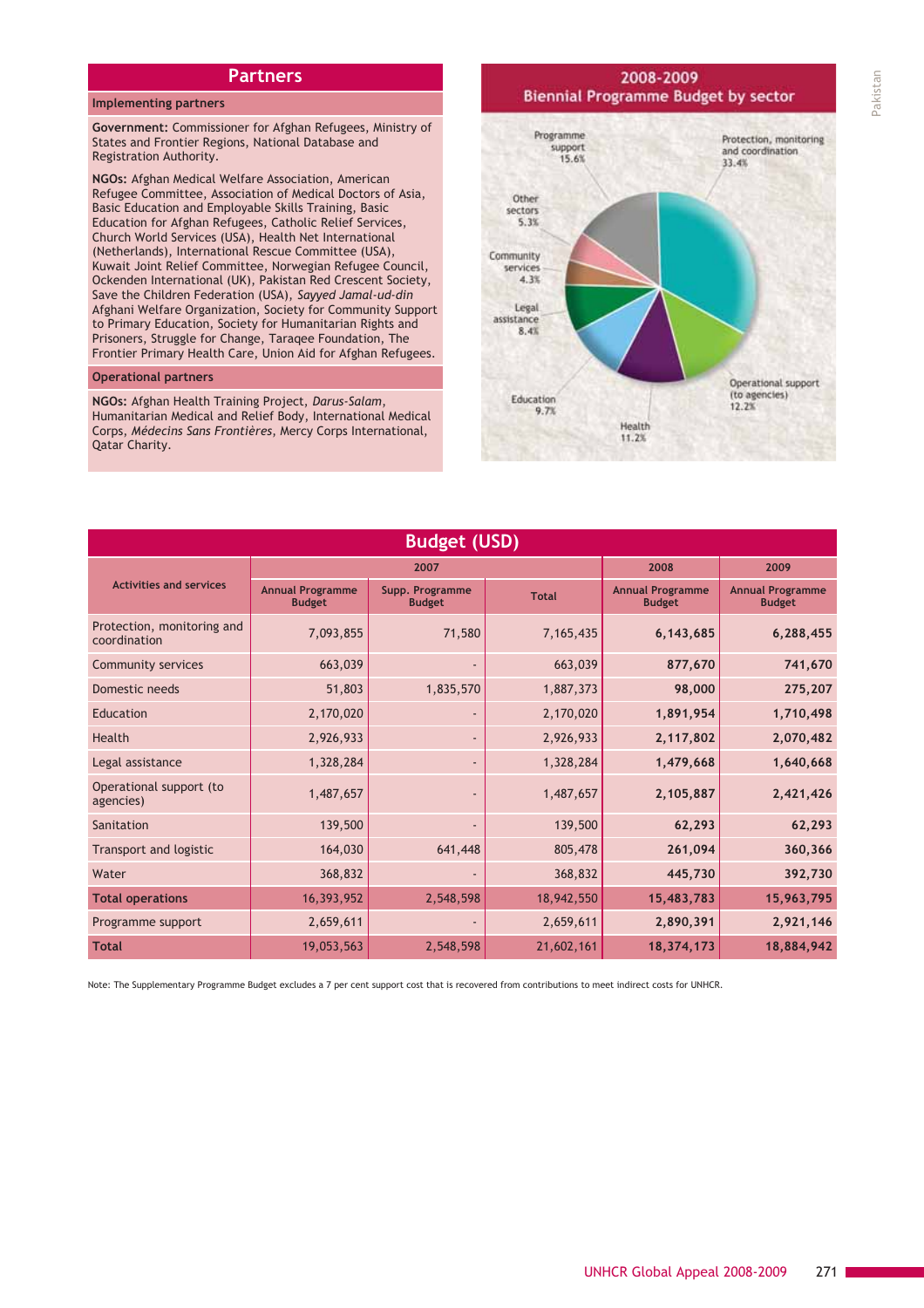## Partners

### Implementing partners

**Government:** Commissioner for Afghan Refugees, Ministry of States and Frontier Regions, National Database and Registration Authority.

**NGOs:** Afghan Medical Welfare Association, American Refugee Committee, Association of Medical Doctors of Asia, Basic Education and Employable Skills Training, Basic Education for Afghan Refugees, Catholic Relief Services, Church World Services (USA), Health Net International (Netherlands), International Rescue Committee (USA), Kuwait Joint Relief Committee, Norwegian Refugee Council, Ockenden International (UK), Pakistan Red Crescent Society, Save the Children Federation (USA), *Sayyed Jamal-ud-din* Afghani Welfare Organization, Society for Community Support to Primary Education, Society for Humanitarian Rights and Prisoners, Struggle for Change, Taraqee Foundation, The Frontier Primary Health Care, Union Aid for Afghan Refugees.

### Operational partners

**NGOs:** Afghan Health Training Project, *Darus-Salam*, Humanitarian Medical and Relief Body, International Medical Corps, *Médecins Sans Frontières*, Mercy Corps International, Qatar Charity.

## 2008-2009 Biennial Programme Budget by sector

Programme support 15.6%
Protection, monitoring and coordination 33.4%
Other sectors 5.3%
Community services 4.3%
Legal assistance 8.4%
Education 9.7%
Health 11.2%
Operational support (to agencies) 12.2%

## Budget (USD)

| Activities and services | 2007 | | | 2008 | 2009 |
|---|---|---|---|---|---|
| | Annual Programme Budget | Supp. Programme Budget | Total | Annual Programme Budget | Annual Programme Budget |
| Protection, monitoring and coordination | 7,093,855 | 71,580 | 7,165,435 | 6,143,685 | 6,288,455 |
| Community services | 663,039 | - | 663,039 | 877,670 | 741,670 |
| Domestic needs | 51,803 | 1,835,570 | 1,887,373 | 98,000 | 275,207 |
| Education | 2,170,020 | - | 2,170,020 | 1,891,954 | 1,710,498 |
| Health | 2,926,933 | - | 2,926,933 | 2,117,802 | 2,070,482 |
| Legal assistance | 1,328,284 | - | 1,328,284 | 1,479,668 | 1,640,668 |
| Operational support (to agencies) | 1,487,657 | - | 1,487,657 | 2,105,887 | 2,421,426 |
| Sanitation | 139,500 | - | 139,500 | 62,293 | 62,293 |
| Transport and logistic | 164,030 | 641,448 | 805,478 | 261,094 | 360,366 |
| Water | 368,832 | - | 368,832 | 445,730 | 392,730 |
| **Total operations** | 16,393,952 | 2,548,598 | 18,942,550 | 15,483,783 | 15,963,795 |
| Programme support | 2,659,611 | - | 2,659,611 | 2,890,391 | 2,921,146 |
| **Total** | 19,053,563 | 2,548,598 | 21,602,161 | 18,374,173 | 18,884,942 |

Note: The Supplementary Programme Budget excludes a 7 per cent support cost that is recovered from contributions to meet indirect costs for UNHCR.